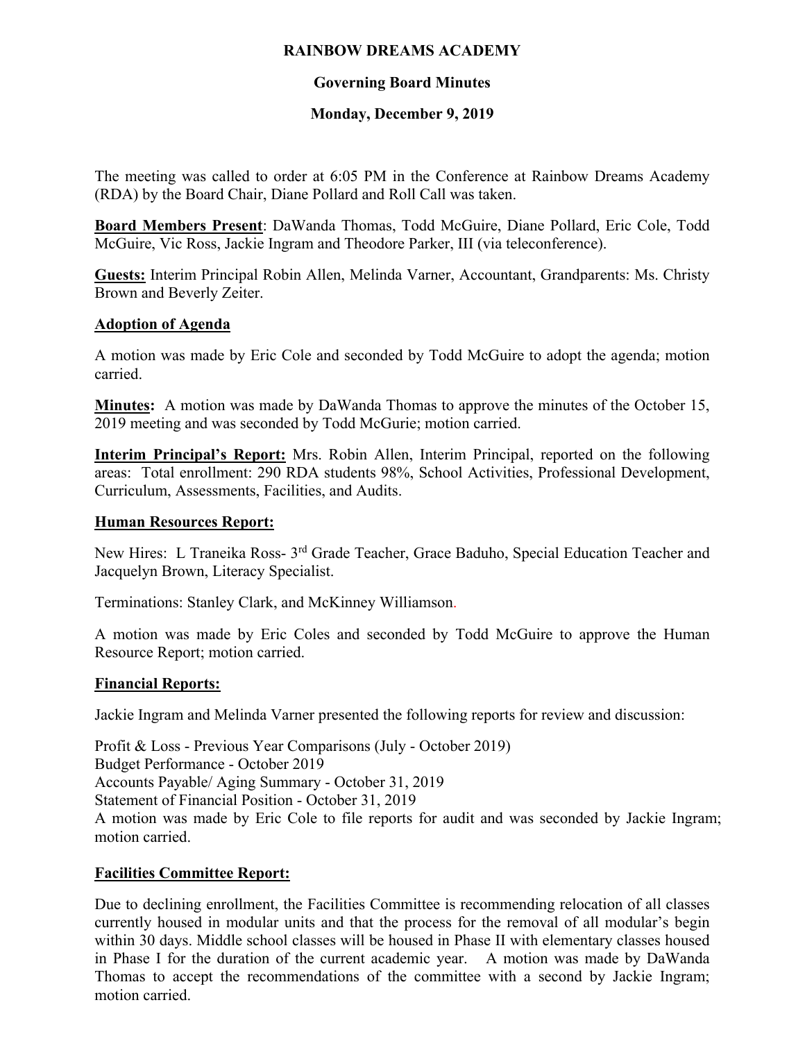# RAINBOW DREAMS ACADEMY

## Governing Board Minutes

### Monday, December 9, 2019

The meeting was called to order at 6:05 PM in the Conference at Rainbow Dreams Academy (RDA) by the Board Chair, Diane Pollard and Roll Call was taken.

**Board Members Present**: DaWanda Thomas, Todd McGuire, Diane Pollard, Eric Cole, Todd McGuire, Vic Ross, Jackie Ingram and Theodore Parker, III (via teleconference).

**Guests:** Interim Principal Robin Allen, Melinda Varner, Accountant, Grandparents: Ms. Christy Brown and Beverly Zeiter.

**Adoption of Agenda**

A motion was made by Eric Cole and seconded by Todd McGuire to adopt the agenda; motion carried.

**Minutes:** A motion was made by DaWanda Thomas to approve the minutes of the October 15, 2019 meeting and was seconded by Todd McGurie; motion carried.

**Interim Principal's Report:** Mrs. Robin Allen, Interim Principal, reported on the following areas: Total enrollment: 290 RDA students 98%, School Activities, Professional Development, Curriculum, Assessments, Facilities, and Audits.

**Human Resources Report:**

New Hires: L Traneika Ross- 3rd Grade Teacher, Grace Baduho, Special Education Teacher and Jacquelyn Brown, Literacy Specialist.

Terminations: Stanley Clark, and McKinney Williamson.

A motion was made by Eric Coles and seconded by Todd McGuire to approve the Human Resource Report; motion carried.

**Financial Reports:**

Jackie Ingram and Melinda Varner presented the following reports for review and discussion:

Profit & Loss - Previous Year Comparisons (July - October 2019)
Budget Performance - October 2019
Accounts Payable/ Aging Summary - October 31, 2019
Statement of Financial Position - October 31, 2019
A motion was made by Eric Cole to file reports for audit and was seconded by Jackie Ingram; motion carried.

**Facilities Committee Report:**

Due to declining enrollment, the Facilities Committee is recommending relocation of all classes currently housed in modular units and that the process for the removal of all modular's begin within 30 days. Middle school classes will be housed in Phase II with elementary classes housed in Phase I for the duration of the current academic year. A motion was made by DaWanda Thomas to accept the recommendations of the committee with a second by Jackie Ingram; motion carried.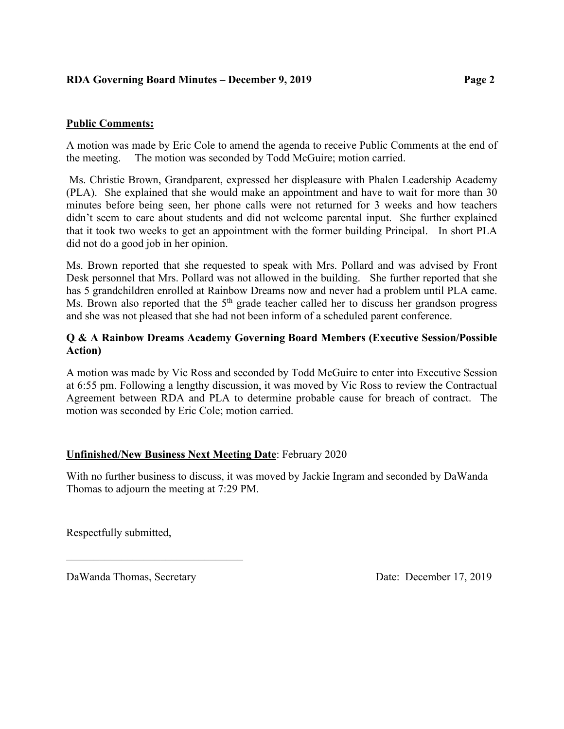**Public Comments:**

A motion was made by Eric Cole to amend the agenda to receive Public Comments at the end of the meeting. The motion was seconded by Todd McGuire; motion carried.

Ms. Christie Brown, Grandparent, expressed her displeasure with Phalen Leadership Academy (PLA). She explained that she would make an appointment and have to wait for more than 30 minutes before being seen, her phone calls were not returned for 3 weeks and how teachers didn't seem to care about students and did not welcome parental input. She further explained that it took two weeks to get an appointment with the former building Principal. In short PLA did not do a good job in her opinion.

Ms. Brown reported that she requested to speak with Mrs. Pollard and was advised by Front Desk personnel that Mrs. Pollard was not allowed in the building. She further reported that she has 5 grandchildren enrolled at Rainbow Dreams now and never had a problem until PLA came. Ms. Brown also reported that the 5th grade teacher called her to discuss her grandson progress and she was not pleased that she had not been inform of a scheduled parent conference.

**Q & A Rainbow Dreams Academy Governing Board Members (Executive Session/Possible Action)**

A motion was made by Vic Ross and seconded by Todd McGuire to enter into Executive Session at 6:55 pm. Following a lengthy discussion, it was moved by Vic Ross to review the Contractual Agreement between RDA and PLA to determine probable cause for breach of contract. The motion was seconded by Eric Cole; motion carried.

**Unfinished/New Business Next Meeting Date**: February 2020

With no further business to discuss, it was moved by Jackie Ingram and seconded by DaWanda Thomas to adjourn the meeting at 7:29 PM.

Respectfully submitted,

\_\_\_\_\_\_\_\_\_\_\_\_\_\_\_\_\_\_\_\_\_\_\_\_\_\_\_\_\_\_\_\_\_\_

DaWanda Thomas, Secretary

Date: December 17, 2019